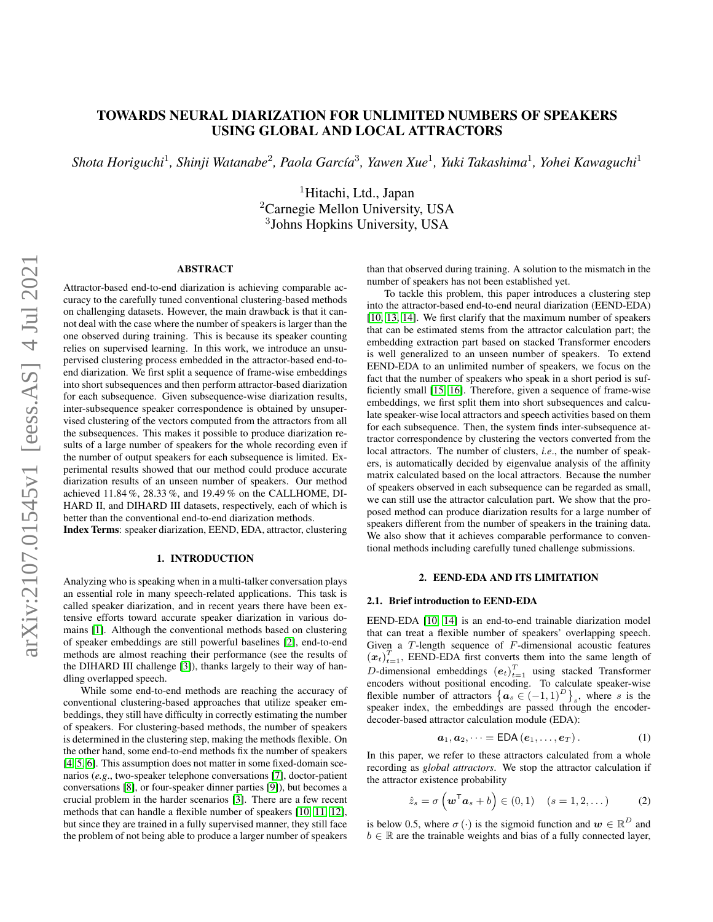# TOWARDS NEURAL DIARIZATION FOR UNLIMITED NUMBERS OF SPEAKERS USING GLOBAL AND LOCAL ATTRACTORS

*Shota Horiguchi[1], Shinji Watanabe[2], Paola García[3], Yawen Xue[1], Yuki Takashima[1], Yohei Kawaguchi[1]*

[1]Hitachi, Ltd., Japan
[2]Carnegie Mellon University, USA
[3]Johns Hopkins University, USA

## ABSTRACT

Attractor-based end-to-end diarization is achieving comparable accuracy to the carefully tuned conventional clustering-based methods on challenging datasets. However, the main drawback is that it cannot deal with the case where the number of speakers is larger than the one observed during training. This is because its speaker counting relies on supervised learning. In this work, we introduce an unsupervised clustering process embedded in the attractor-based end-to-end diarization. We first split a sequence of frame-wise embeddings into short subsequences and then perform attractor-based diarization for each subsequence. Given subsequence-wise diarization results, inter-subsequence speaker correspondence is obtained by unsupervised clustering of the vectors computed from the attractors from all the subsequences. This makes it possible to produce diarization results of a large number of speakers for the whole recording even if the number of output speakers for each subsequence is limited. Experimental results showed that our method could produce accurate diarization results of an unseen number of speakers. Our method achieved 11.84 %, 28.33 %, and 19.49 % on the CALLHOME, DIHARD II, and DIHARD III datasets, respectively, each of which is better than the conventional end-to-end diarization methods.

**Index Terms**: speaker diarization, EEND, EDA, attractor, clustering

## 1. INTRODUCTION

Analyzing who is speaking when in a multi-talker conversation plays an essential role in many speech-related applications. This task is called speaker diarization, and in recent years there have been extensive efforts toward accurate speaker diarization in various domains [1]. Although the conventional methods based on clustering of speaker embeddings are still powerful baselines [2], end-to-end methods are almost reaching their performance (see the results of the DIHARD III challenge [3]), thanks largely to their way of handling overlapped speech.

While some end-to-end methods are reaching the accuracy of conventional clustering-based approaches that utilize speaker embeddings, they still have difficulty in correctly estimating the number of speakers. For clustering-based methods, the number of speakers is determined in the clustering step, making the methods flexible. On the other hand, some end-to-end methods fix the number of speakers [4, 5, 6]. This assumption does not matter in some fixed-domain scenarios (*e.g.*, two-speaker telephone conversations [7], doctor-patient conversations [8], or four-speaker dinner parties [9]), but becomes a crucial problem in the harder scenarios [3]. There are a few recent methods that can handle a flexible number of speakers [10, 11, 12], but since they are trained in a fully supervised manner, they still face the problem of not being able to produce a larger number of speakers than that observed during training. A solution to the mismatch in the number of speakers has not been established yet.

To tackle this problem, this paper introduces a clustering step into the attractor-based end-to-end neural diarization (EEND-EDA) [10, 13, 14]. We first clarify that the maximum number of speakers that can be estimated stems from the attractor calculation part; the embedding extraction part based on stacked Transformer encoders is well generalized to an unseen number of speakers. To extend EEND-EDA to an unlimited number of speakers, we focus on the fact that the number of speakers who speak in a short period is sufficiently small [15, 16]. Therefore, given a sequence of frame-wise embeddings, we first split them into short subsequences and calculate speaker-wise local attractors and speech activities based on them for each subsequence. Then, the system finds inter-subsequence attractor correspondence by clustering the vectors converted from the local attractors. The number of clusters, *i.e.*, the number of speakers, is automatically decided by eigenvalue analysis of the affinity matrix calculated based on the local attractors. Because the number of speakers observed in each subsequence can be regarded as small, we can still use the attractor calculation part. We show that the proposed method can produce diarization results for a large number of speakers different from the number of speakers in the training data. We also show that it achieves comparable performance to conventional methods including carefully tuned challenge submissions.

## 2. EEND-EDA AND ITS LIMITATION

### 2.1. Brief introduction to EEND-EDA

EEND-EDA [10, 14] is an end-to-end trainable diarization model that can treat a flexible number of speakers' overlapping speech. Given a $T$-length sequence of $F$-dimensional acoustic features $(\boldsymbol{x}_t)_{t=1}^{T}$, EEND-EDA first converts them into the same length of $D$-dimensional embeddings $(\boldsymbol{e}_t)_{t=1}^{T}$ using stacked Transformer encoders without positional encoding. To calculate speaker-wise flexible number of attractors $\left\{\boldsymbol{a}_s \in (-1,1)^D\right\}_s$, where $s$ is the speaker index, the embeddings are passed through the encoder-decoder-based attractor calculation module (EDA):

$$\boldsymbol{a}_1, \boldsymbol{a}_2, \dots = \mathsf{EDA}\left(\boldsymbol{e}_1, \dots, \boldsymbol{e}_T\right). \tag{1}$$

In this paper, we refer to these attractors calculated from a whole recording as *global attractors*. We stop the attractor calculation if the attractor existence probability

$$\hat{z}_s = \sigma\left(\boldsymbol{w}^{\mathsf{T}} \boldsymbol{a}_s + b\right) \in (0,1) \quad (s = 1, 2, \dots) \tag{2}$$

is below 0.5, where $\sigma(\cdot)$ is the sigmoid function and $\boldsymbol{w} \in \mathbb{R}^D$ and $b \in \mathbb{R}$ are the trainable weights and bias of a fully connected layer,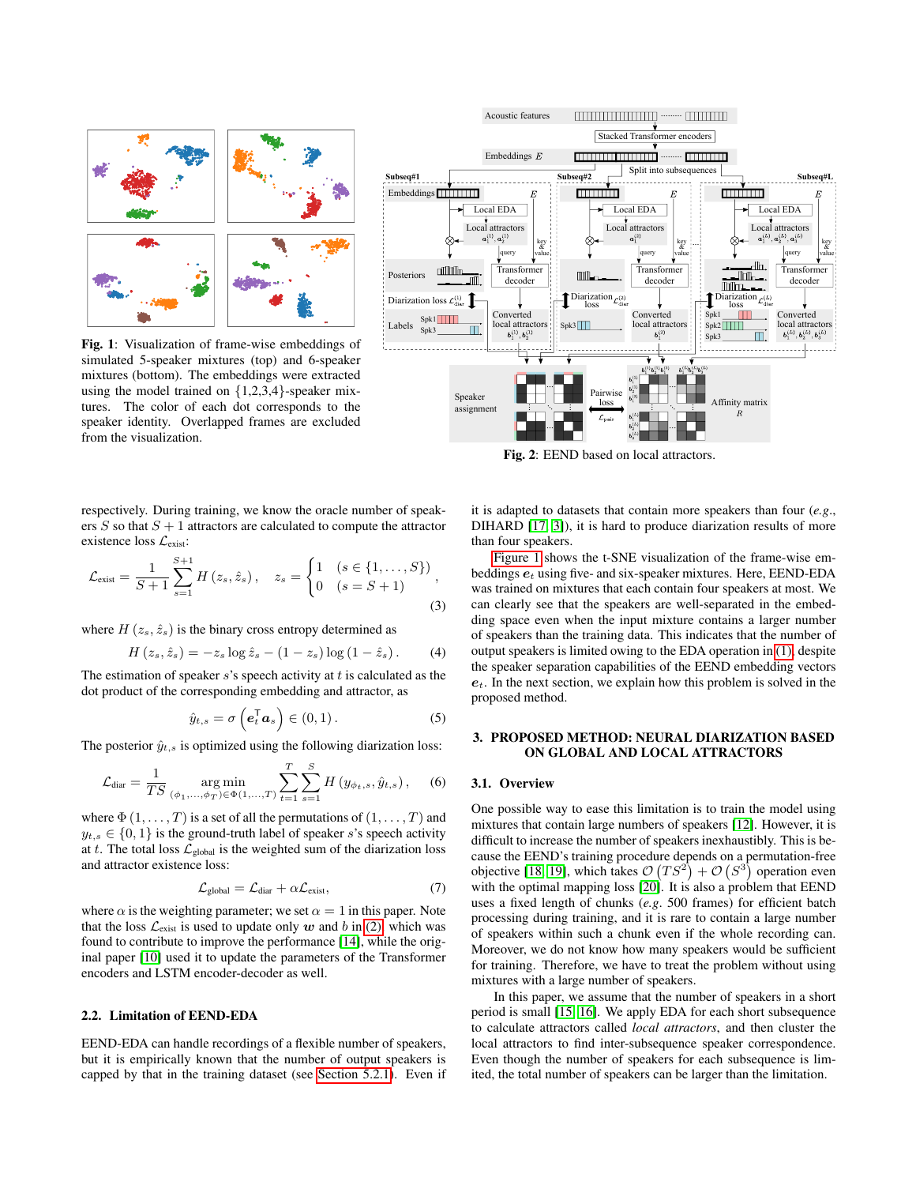**Fig. 1**: Visualization of frame-wise embeddings of simulated 5-speaker mixtures (top) and 6-speaker mixtures (bottom). The embeddings were extracted using the model trained on {1,2,3,4}-speaker mixtures. The color of each dot corresponds to the speaker identity. Overlapped frames are excluded from the visualization.

**Fig. 2**: EEND based on local attractors.

respectively. During training, we know the oracle number of speakers $S$ so that $S+1$ attractors are calculated to compute the attractor existence loss $\mathcal{L}_{\text{exist}}$:

$$\mathcal{L}_{\text{exist}} = \frac{1}{S+1}\sum_{s=1}^{S+1} H\left(z_s, \hat{z}_s\right), \quad z_s = \begin{cases} 1 & (s \in \{1,\dots,S\}) \\ 0 & (s = S+1) \end{cases}, \tag{3}$$

where $H\left(z_s, \hat{z}_s\right)$ is the binary cross entropy determined as

$$H\left(z_s, \hat{z}_s\right) = -z_s \log \hat{z}_s - \left(1 - z_s\right) \log\left(1 - \hat{z}_s\right). \tag{4}$$

The estimation of speaker $s$'s speech activity at $t$ is calculated as the dot product of the corresponding embedding and attractor, as

$$\hat{y}_{t,s} = \sigma\left(\boldsymbol{e}_t^\top \boldsymbol{a}_s\right) \in (0,1). \tag{5}$$

The posterior $\hat{y}_{t,s}$ is optimized using the following diarization loss:

$$\mathcal{L}_{\text{diar}} = \frac{1}{TS} \mathop{\arg\min}_{(\phi_1,\dots,\phi_T)\in\Phi(1,\dots,T)} \sum_{t=1}^{T}\sum_{s=1}^{S} H\left(y_{\phi_t,s}, \hat{y}_{t,s}\right), \tag{6}$$

where $\Phi\left(1,\dots,T\right)$ is a set of all the permutations of $\left(1,\dots,T\right)$ and $y_{t,s} \in \{0,1\}$ is the ground-truth label of speaker $s$'s speech activity at $t$. The total loss $\mathcal{L}_{\text{global}}$ is the weighted sum of the diarization loss and attractor existence loss:

$$\mathcal{L}_{\text{global}} = \mathcal{L}_{\text{diar}} + \alpha \mathcal{L}_{\text{exist}}, \tag{7}$$

where $\alpha$ is the weighting parameter; we set $\alpha = 1$ in this paper. Note that the loss $\mathcal{L}_{\text{exist}}$ is used to update only $\boldsymbol{w}$ and $b$ in (2), which was found to contribute to improve the performance [14], while the original paper [10] used it to update the parameters of the Transformer encoders and LSTM encoder-decoder as well.

### 2.2. Limitation of EEND-EDA

EEND-EDA can handle recordings of a flexible number of speakers, but it is empirically known that the number of output speakers is capped by that in the training dataset (see Section 5.2.1). Even if it is adapted to datasets that contain more speakers than four (*e.g.*, DIHARD [17, 3]), it is hard to produce diarization results of more than four speakers.

Figure 1 shows the t-SNE visualization of the frame-wise embeddings $\boldsymbol{e}_t$ using five- and six-speaker mixtures. Here, EEND-EDA was trained on mixtures that each contain four speakers at most. We can clearly see that the speakers are well-separated in the embedding space even when the input mixture contains a larger number of speakers than the training data. This indicates that the number of output speakers is limited owing to the EDA operation in (1), despite the speaker separation capabilities of the EEND embedding vectors $\boldsymbol{e}_t$. In the next section, we explain how this problem is solved in the proposed method.

## 3. PROPOSED METHOD: NEURAL DIARIZATION BASED ON GLOBAL AND LOCAL ATTRACTORS

### 3.1. Overview

One possible way to ease this limitation is to train the model using mixtures that contain large numbers of speakers [12]. However, it is difficult to increase the number of speakers inexhaustibly. This is because the EEND's training procedure depends on a permutation-free objective [18, 19], which takes $\mathcal{O}\left(TS^2\right) + \mathcal{O}\left(S^3\right)$ operation even with the optimal mapping loss [20]. It is also a problem that EEND uses a fixed length of chunks (*e.g.* 500 frames) for efficient batch processing during training, and it is rare to contain a large number of speakers within such a chunk even if the whole recording can. Moreover, we do not know how many speakers would be sufficient for training. Therefore, we have to treat the problem without using mixtures with a large number of speakers.

In this paper, we assume that the number of speakers in a short period is small [15, 16]. We apply EDA for each short subsequence to calculate attractors called *local attractors*, and then cluster the local attractors to find inter-subsequence speaker correspondence. Even though the number of speakers for each subsequence is limited, the total number of speakers can be larger than the limitation.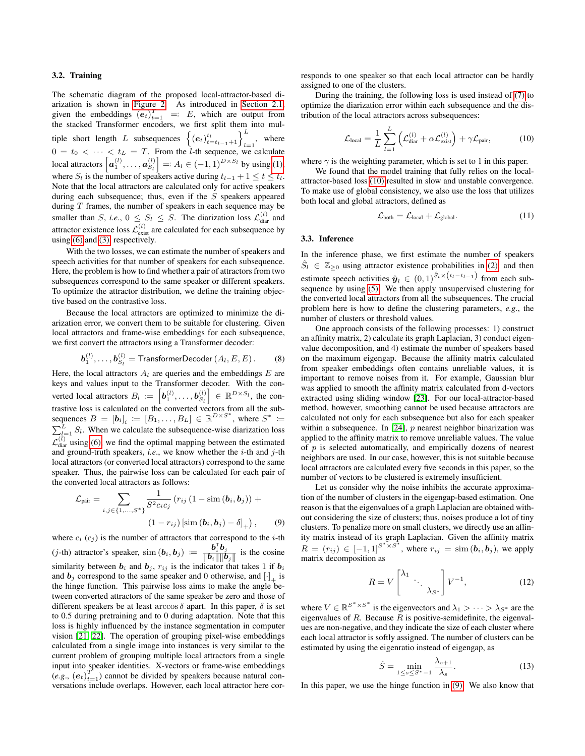### 3.2. Training

The schematic diagram of the proposed local-attractor-based diarization is shown in Figure 2. As introduced in Section 2.1, given the embeddings $(\boldsymbol{e}_t)_{t=1}^{T} =: E$, which are output from the stacked Transformer encoders, we first split them into multiple short length $L$ subsequences $\left\{(\boldsymbol{e}_t)_{t=t_{l-1}+1}^{t_l}\right\}_{l=1}^{L}$, where $0 = t_0 < \cdots < t_L = T$. From the $l$-th sequence, we calculate local attractors $\left[\boldsymbol{a}_1^{(l)}, \ldots, \boldsymbol{a}_{S_l}^{(l)}\right] =: A_l \in (-1,1)^{D \times S_l}$ by using (1), where $S_l$ is the number of speakers active during $t_{l-1}+1 \leq t \leq t_l$. Note that the local attractors are calculated only for active speakers during each subsequence; thus, even if the $S$ speakers appeared during $T$ frames, the number of speakers in each sequence may be smaller than $S$, *i.e.*, $0 \leq S_l \leq S$. The diarization loss $\mathcal{L}_{\text{diar}}^{(l)}$ and attractor existence loss $\mathcal{L}_{\text{exist}}^{(l)}$ are calculated for each subsequence by using (6) and (3), respectively.

With the two losses, we can estimate the number of speakers and speech activities for that number of speakers for each subsequence. Here, the problem is how to find whether a pair of attractors from two subsequences correspond to the same speaker or different speakers. To optimize the attractor distribution, we define the training objective based on the contrastive loss.

Because the local attractors are optimized to minimize the diarization error, we convert them to be suitable for clustering. Given local attractors and frame-wise embeddings for each subsequence, we first convert the attractors using a Transformer decoder:

$$\boldsymbol{b}_1^{(l)}, \ldots, \boldsymbol{b}_{S_l}^{(l)} = \mathsf{TransformerDecoder}\left(A_l, E, E\right). \tag{8}$$

Here, the local attractors $A_l$ are queries and the embeddings $E$ are keys and values input to the Transformer decoder. With the converted local attractors $B_l := \left[\boldsymbol{b}_1^{(l)}, \ldots, \boldsymbol{b}_{S_l}^{(l)}\right] \in \mathbb{R}^{D \times S_l}$, the contrastive loss is calculated on the converted vectors from all the subsequences $B = \left[\boldsymbol{b}_i\right]_i := \left[B_1, \ldots, B_L\right] \in \mathbb{R}^{D \times S^*}$, where $S^* := \sum_{l=1}^{L} S_l$. When we calculate the subsequence-wise diarization loss $\mathcal{L}_{\text{diar}}^{(l)}$ using (6), we find the optimal mapping between the estimated and ground-truth speakers, *i.e.*, we know whether the $i$-th and $j$-th local attractors (or converted local attractors) correspond to the same speaker. Thus, the pairwise loss can be calculated for each pair of the converted local attractors as follows:

$$\mathcal{L}_{\text{pair}} = \sum_{i,j \in \{1,\ldots,S^*\}} \frac{1}{S^2 c_i c_j} \left(r_{ij}\left(1 - \operatorname{sim}\left(\boldsymbol{b}_i, \boldsymbol{b}_j\right)\right) + \left(1 - r_{ij}\right)\left[\operatorname{sim}\left(\boldsymbol{b}_i, \boldsymbol{b}_j\right) - \delta\right]_{+}\right), \tag{9}$$

where $c_i$ ($c_j$) is the number of attractors that correspond to the $i$-th ($j$-th) attractor's speaker, $\operatorname{sim}\left(\boldsymbol{b}_i, \boldsymbol{b}_j\right) := \frac{\boldsymbol{b}_i^{\mathsf{T}} \boldsymbol{b}_j}{\|\boldsymbol{b}_i\|\|\boldsymbol{b}_j\|}$ is the cosine similarity between $\boldsymbol{b}_i$ and $\boldsymbol{b}_j$, $r_{ij}$ is the indicator that takes 1 if $\boldsymbol{b}_i$ and $\boldsymbol{b}_j$ correspond to the same speaker and 0 otherwise, and $[\cdot]_+$ is the hinge function. This pairwise loss aims to make the angle between converted attractors of the same speaker be zero and those of different speakers be at least $\arccos \delta$ apart. In this paper, $\delta$ is set to 0.5 during pretraining and to 0 during adaptation. Note that this loss is highly influenced by the instance segmentation in computer vision [21, 22]. The operation of grouping pixel-wise embeddings calculated from a single image into instances is very similar to the current problem of grouping multiple local attractors from a single input into speaker identities. X-vectors or frame-wise embeddings (*e.g.*, $(\boldsymbol{e}_t)_{t=1}^{T}$) cannot be divided by speakers because natural conversations include overlaps. However, each local attractor here corresponds to one speaker so that each local attractor can be hardly assigned to one of the clusters.

During the training, the following loss is used instead of (7) to optimize the diarization error within each subsequence and the distribution of the local attractors across subsequences:

$$\mathcal{L}_{\text{local}} = \frac{1}{L} \sum_{l=1}^{L} \left(\mathcal{L}_{\text{diar}}^{(l)} + \alpha \mathcal{L}_{\text{exist}}^{(l)}\right) + \gamma \mathcal{L}_{\text{pair}}, \tag{10}$$

where $\gamma$ is the weighting parameter, which is set to 1 in this paper.

We found that the model training that fully relies on the local-attractor-based loss (10) resulted in slow and unstable convergence. To make use of global consistency, we also use the loss that utilizes both local and global attractors, defined as

$$\mathcal{L}_{\text{both}} = \mathcal{L}_{\text{local}} + \mathcal{L}_{\text{global}}. \tag{11}$$

### 3.3. Inference

In the inference phase, we first estimate the number of speakers $\hat{S}_l \in \mathbb{Z}_{\geq 0}$ using attractor existence probabilities in (2) and then estimate speech activities $\hat{\boldsymbol{y}}_l \in (0,1)^{\hat{S}_l \times (t_l - t_{l-1})}$ from each subsequence by using (5). We then apply unsupervised clustering for the converted local attractors from all the subsequences. The crucial problem here is how to define the clustering parameters, *e.g.*, the number of clusters or threshold values.

One approach consists of the following processes: 1) construct an affinity matrix, 2) calculate its graph Laplacian, 3) conduct eigenvalue decomposition, and 4) estimate the number of speakers based on the maximum eigengap. Because the affinity matrix calculated from speaker embeddings often contains unreliable values, it is important to remove noises from it. For example, Gaussian blur was applied to smooth the affinity matrix calculated from d-vectors extracted using sliding window [23]. For our local-attractor-based method, however, smoothing cannot be used because attractors are calculated not only for each subsequence but also for each speaker within a subsequence. In [24], $p$ nearest neighbor binarization was applied to the affinity matrix to remove unreliable values. The value of $p$ is selected automatically, and empirically dozens of nearest neighbors are used. In our case, however, this is not suitable because local attractors are calculated every five seconds in this paper, so the number of vectors to be clustered is extremely insufficient.

Let us consider why the noise inhibits the accurate approximation of the number of clusters in the eigengap-based estimation. One reason is that the eigenvalues of a graph Laplacian are obtained without considering the size of clusters; thus, noises produce a lot of tiny clusters. To penalize more on small clusters, we directly use an affinity matrix instead of its graph Laplacian. Given the affinity matrix $R = (r_{ij}) \in [-1,1]^{S^* \times S^*}$, where $r_{ij} = \operatorname{sim}\left(\boldsymbol{b}_i, \boldsymbol{b}_j\right)$, we apply matrix decomposition as

$$R = V \begin{bmatrix} \lambda_1 & & \\ & \ddots & \\ & & \lambda_{S^*} \end{bmatrix} V^{-1}, \tag{12}$$

where $V \in \mathbb{R}^{S^* \times S^*}$ is the eigenvectors and $\lambda_1 > \cdots > \lambda_{S^*}$ are the eigenvalues of $R$. Because $R$ is positive-semidefinite, the eigenvalues are non-negative, and they indicate the size of each cluster where each local attractor is softly assigned. The number of clusters can be estimated by using the eigenratio instead of eigengap, as

$$\hat{S} = \min_{1 \leq s \leq S^* - 1} \frac{\lambda_{s+1}}{\lambda_s}. \tag{13}$$

In this paper, we use the hinge function in (9). We also know that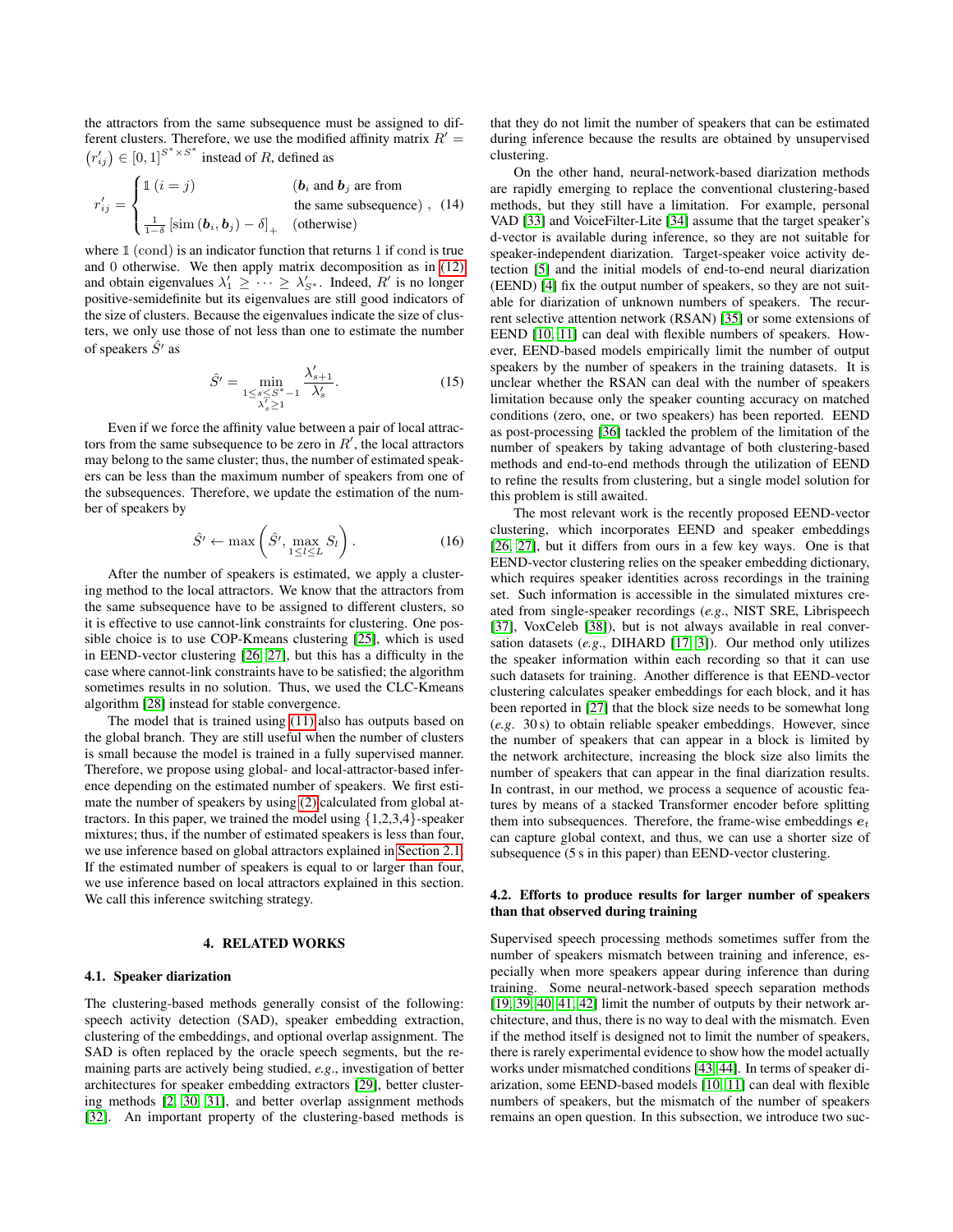the attractors from the same subsequence must be assigned to different clusters. Therefore, we use the modified affinity matrix $R' = \left(r'_{ij}\right) \in [0,1]^{S^* \times S^*}$ instead of $R$, defined as

$$r'_{ij} = \begin{cases} \mathbb{1}\,(i=j) & (\boldsymbol{b}_i \text{ and } \boldsymbol{b}_j \text{ are from the same subsequence}) \\ \frac{1}{1-\delta}\left[\operatorname{sim}\left(\boldsymbol{b}_i, \boldsymbol{b}_j\right) - \delta\right]_+ & (\text{otherwise}) \end{cases}, \quad (14)$$

where $\mathbb{1}\,(\text{cond})$ is an indicator function that returns 1 if cond is true and 0 otherwise. We then apply matrix decomposition as in (12) and obtain eigenvalues $\lambda'_1 \geq \cdots \geq \lambda'_{S^*}$. Indeed, $R'$ is no longer positive-semidefinite but its eigenvalues are still good indicators of the size of clusters. Because the eigenvalues indicate the size of clusters, we only use those of not less than one to estimate the number of speakers $\hat{S}'$ as

$$\hat{S}' = \min_{\substack{1 \leq s \leq S^*-1 \\ \lambda'_s \geq 1}} \frac{\lambda'_{s+1}}{\lambda'_s}. \quad (15)$$

Even if we force the affinity value between a pair of local attractors from the same subsequence to be zero in $R'$, the local attractors may belong to the same cluster; thus, the number of estimated speakers can be less than the maximum number of speakers from one of the subsequences. Therefore, we update the estimation of the number of speakers by

$$\hat{S}' \leftarrow \max\left(\hat{S}', \max_{1 \leq l \leq L} S_l\right). \quad (16)$$

After the number of speakers is estimated, we apply a clustering method to the local attractors. We know that the attractors from the same subsequence have to be assigned to different clusters, so it is effective to use cannot-link constraints for clustering. One possible choice is to use COP-Kmeans clustering [25], which is used in EEND-vector clustering [26, 27], but this has a difficulty in the case where cannot-link constraints have to be satisfied; the algorithm sometimes results in no solution. Thus, we used the CLC-Kmeans algorithm [28] instead for stable convergence.

The model that is trained using (11) also has outputs based on the global branch. They are still useful when the number of clusters is small because the model is trained in a fully supervised manner. Therefore, we propose using global- and local-attractor-based inference depending on the estimated number of speakers. We first estimate the number of speakers by using (2) calculated from global attractors. In this paper, we trained the model using {1,2,3,4}-speaker mixtures; thus, if the number of estimated speakers is less than four, we use inference based on global attractors explained in Section 2.1. If the estimated number of speakers is equal to or larger than four, we use inference based on local attractors explained in this section. We call this inference switching strategy.

# 4. RELATED WORKS

## 4.1. Speaker diarization

The clustering-based methods generally consist of the following: speech activity detection (SAD), speaker embedding extraction, clustering of the embeddings, and optional overlap assignment. The SAD is often replaced by the oracle speech segments, but the remaining parts are actively being studied, *e.g.*, investigation of better architectures for speaker embedding extractors [29], better clustering methods [2, 30, 31], and better overlap assignment methods [32]. An important property of the clustering-based methods is that they do not limit the number of speakers that can be estimated during inference because the results are obtained by unsupervised clustering.

On the other hand, neural-network-based diarization methods are rapidly emerging to replace the conventional clustering-based methods, but they still have a limitation. For example, personal VAD [33] and VoiceFilter-Lite [34] assume that the target speaker's d-vector is available during inference, so they are not suitable for speaker-independent diarization. Target-speaker voice activity detection [5] and the initial models of end-to-end neural diarization (EEND) [4] fix the output number of speakers, so they are not suitable for diarization of unknown numbers of speakers. The recurrent selective attention network (RSAN) [35] or some extensions of EEND [10, 11] can deal with flexible numbers of speakers. However, EEND-based models empirically limit the number of output speakers by the number of speakers in the training datasets. It is unclear whether the RSAN can deal with the number of speakers limitation because only the speaker counting accuracy on matched conditions (zero, one, or two speakers) has been reported. EEND as post-processing [36] tackled the problem of the limitation of the number of speakers by taking advantage of both clustering-based methods and end-to-end methods through the utilization of EEND to refine the results from clustering, but a single model solution for this problem is still awaited.

The most relevant work is the recently proposed EEND-vector clustering, which incorporates EEND and speaker embeddings [26, 27], but it differs from ours in a few key ways. One is that EEND-vector clustering relies on the speaker embedding dictionary, which requires speaker identities across recordings in the training set. Such information is accessible in the simulated mixtures created from single-speaker recordings (*e.g.*, NIST SRE, Librispeech [37], VoxCeleb [38]), but is not always available in real conversation datasets (*e.g.*, DIHARD [17, 3]). Our method only utilizes the speaker information within each recording so that it can use such datasets for training. Another difference is that EEND-vector clustering calculates speaker embeddings for each block, and it has been reported in [27] that the block size needs to be somewhat long (*e.g.* 30 s) to obtain reliable speaker embeddings. However, since the number of speakers that can appear in a block is limited by the network architecture, increasing the block size also limits the number of speakers that can appear in the final diarization results. In contrast, in our method, we process a sequence of acoustic features by means of a stacked Transformer encoder before splitting them into subsequences. Therefore, the frame-wise embeddings $\boldsymbol{e}_t$ can capture global context, and thus, we can use a shorter size of subsequence (5 s in this paper) than EEND-vector clustering.

## 4.2. Efforts to produce results for larger number of speakers than that observed during training

Supervised speech processing methods sometimes suffer from the number of speakers mismatch between training and inference, especially when more speakers appear during inference than during training. Some neural-network-based speech separation methods [19, 39, 40, 41, 42] limit the number of outputs by their network architecture, and thus, there is no way to deal with the mismatch. Even if the method itself is designed not to limit the number of speakers, there is rarely experimental evidence to show how the model actually works under mismatched conditions [43, 44]. In terms of speaker diarization, some EEND-based models [10, 11] can deal with flexible numbers of speakers, but the mismatch of the number of speakers remains an open question. In this subsection, we introduce two suc-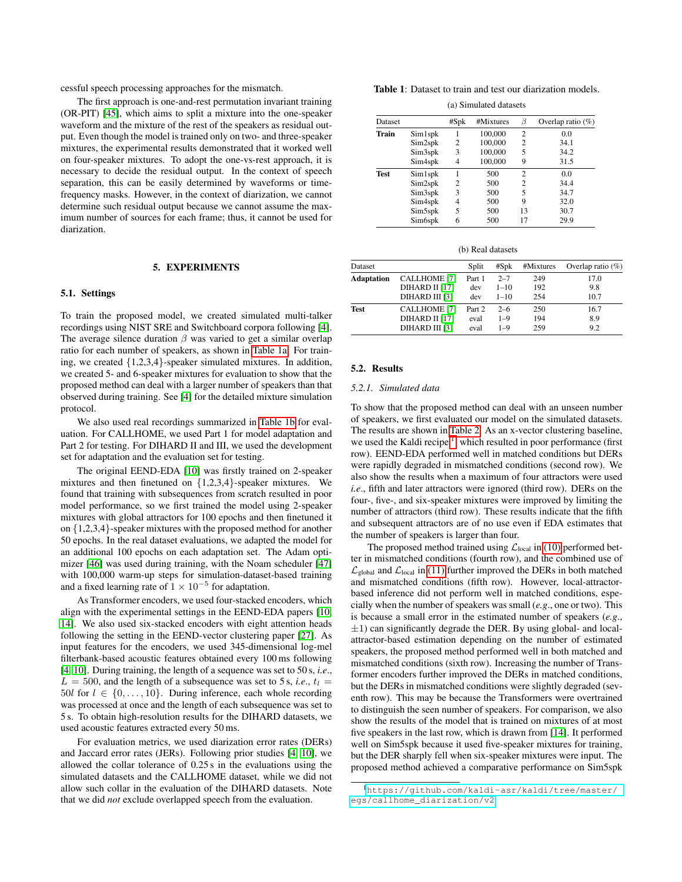cessful speech processing approaches for the mismatch.

The first approach is one-and-rest permutation invariant training (OR-PIT) [45], which aims to split a mixture into the one-speaker waveform and the mixture of the rest of the speakers as residual output. Even though the model is trained only on two- and three-speaker mixtures, the experimental results demonstrated that it worked well on four-speaker mixtures. To adopt the one-vs-rest approach, it is necessary to decide the residual output. In the context of speech separation, this can be easily determined by waveforms or time-frequency masks. However, in the context of diarization, we cannot determine such residual output because we cannot assume the maximum number of sources for each frame; thus, it cannot be used for diarization.

## 5. EXPERIMENTS

### 5.1. Settings

To train the proposed model, we created simulated multi-talker recordings using NIST SRE and Switchboard corpora following [4]. The average silence duration $\beta$ was varied to get a similar overlap ratio for each number of speakers, as shown in Table 1a. For training, we created $\{1,2,3,4\}$-speaker simulated mixtures. In addition, we created 5- and 6-speaker mixtures for evaluation to show that the proposed method can deal with a larger number of speakers than that observed during training. See [4] for the detailed mixture simulation protocol.

We also used real recordings summarized in Table 1b for evaluation. For CALLHOME, we used Part 1 for model adaptation and Part 2 for testing. For DIHARD II and III, we used the development set for adaptation and the evaluation set for testing.

The original EEND-EDA [10] was firstly trained on 2-speaker mixtures and then finetuned on $\{1,2,3,4\}$-speaker mixtures. We found that training with subsequences from scratch resulted in poor model performance, so we first trained the model using 2-speaker mixtures with global attractors for 100 epochs and then finetuned it on $\{1,2,3,4\}$-speaker mixtures with the proposed method for another 50 epochs. In the real dataset evaluations, we adapted the model for an additional 100 epochs on each adaptation set. The Adam optimizer [46] was used during training, with the Noam scheduler [47] with 100,000 warm-up steps for simulation-dataset-based training and a fixed learning rate of $1 \times 10^{-5}$ for adaptation.

As Transformer encoders, we used four-stacked encoders, which align with the experimental settings in the EEND-EDA papers [10, 14]. We also used six-stacked encoders with eight attention heads following the setting in the EEND-vector clustering paper [27]. As input features for the encoders, we used 345-dimensional log-mel filterbank-based acoustic features obtained every 100 ms following [4, 10]. During training, the length of a sequence was set to 50 s, *i.e.*, $L = 500$, and the length of a subsequence was set to 5 s, *i.e.* $t_l = 50l$ for $l \in \{0, \dots, 10\}$. During inference, each whole recording was processed at once and the length of each subsequence was set to 5 s. To obtain high-resolution results for the DIHARD datasets, we used acoustic features extracted every 50 ms.

For evaluation metrics, we used diarization error rates (DERs) and Jaccard error rates (JERs). Following prior studies [4, 10], we allowed the collar tolerance of 0.25 s in the evaluations using the simulated datasets and the CALLHOME dataset, while we did not allow such collar in the evaluation of the DIHARD datasets. Note that we did *not* exclude overlapped speech from the evaluation.

**Table 1**: Dataset to train and test our diarization models.

(a) Simulated datasets

| Dataset | | #Spk | #Mixtures | $\beta$ | Overlap ratio (%) |
|---|---|---|---|---|---|
| **Train** | Sim1spk | 1 | 100,000 | 2 | 0.0 |
| | Sim2spk | 2 | 100,000 | 2 | 34.1 |
| | Sim3spk | 3 | 100,000 | 5 | 34.2 |
| | Sim4spk | 4 | 100,000 | 9 | 31.5 |
| **Test** | Sim1spk | 1 | 500 | 2 | 0.0 |
| | Sim2spk | 2 | 500 | 2 | 34.4 |
| | Sim3spk | 3 | 500 | 5 | 34.7 |
| | Sim4spk | 4 | 500 | 9 | 32.0 |
| | Sim5spk | 5 | 500 | 13 | 30.7 |
| | Sim6spk | 6 | 500 | 17 | 29.9 |

(b) Real datasets

| Dataset | | Split | #Spk | #Mixtures | Overlap ratio (%) |
|---|---|---|---|---|---|
| **Adaptation** | CALLHOME [7] | Part 1 | 2–7 | 249 | 17.0 |
| | DIHARD II [17] | dev | 1–10 | 192 | 9.8 |
| | DIHARD III [3] | dev | 1–10 | 254 | 10.7 |
| **Test** | CALLHOME [7] | Part 2 | 2–6 | 250 | 16.7 |
| | DIHARD II [17] | eval | 1–9 | 194 | 8.9 |
| | DIHARD III [3] | eval | 1–9 | 259 | 9.2 |

### 5.2. Results

#### 5.2.1. Simulated data

To show that the proposed method can deal with an unseen number of speakers, we first evaluated our model on the simulated datasets. The results are shown in Table 2. As an x-vector clustering baseline, we used the Kaldi recipe[1], which resulted in poor performance (first row). EEND-EDA performed well in matched conditions but DERs were rapidly degraded in mismatched conditions (second row). We also show the results when a maximum of four attractors were used *i.e.*, fifth and later attractors were ignored (third row). DERs on the four-, five-, and six-speaker mixtures were improved by limiting the number of attractors (third row). These results indicate that the fifth and subsequent attractors are of no use even if EDA estimates that the number of speakers is larger than four.

The proposed method trained using $\mathcal{L}_{\text{local}}$ in (10) performed better in mismatched conditions (fourth row), and the combined use of $\mathcal{L}_{\text{global}}$ and $\mathcal{L}_{\text{local}}$ in (11) further improved the DERs in both matched and mismatched conditions (fifth row). However, local-attractor-based inference did not perform well in matched conditions, especially when the number of speakers was small (*e.g.*, one or two). This is because a small error in the estimated number of speakers (*e.g.*, $\pm 1$) can significantly degrade the DER. By using global- and local-attractor-based estimation depending on the number of estimated speakers, the proposed method performed well in both matched and mismatched conditions (sixth row). Increasing the number of Transformer encoders further improved the DERs in matched conditions, but the DERs in mismatched conditions were slightly degraded (seventh row). This may be because the Transformers were overtrained to distinguish the seen number of speakers. For comparison, we also show the results of the model that is trained on mixtures of at most five speakers in the last row, which is drawn from [14]. It performed well on Sim5spk because it used five-speaker mixtures for training, but the DER sharply fell when six-speaker mixtures were input. The proposed method achieved a comparative performance on Sim5spk

[1] https://github.com/kaldi-asr/kaldi/tree/master/egs/callhome_diarization/v2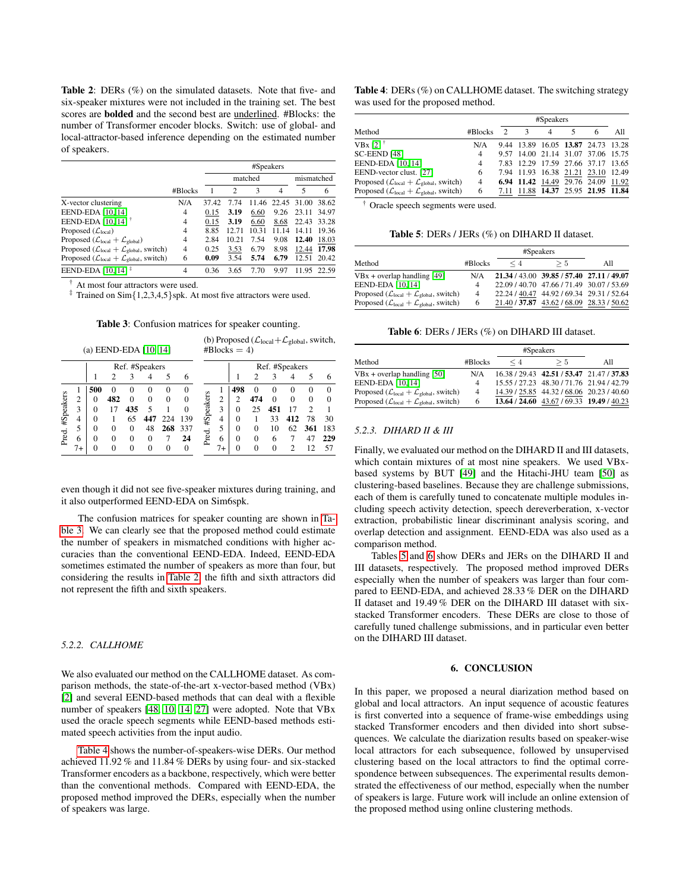**Table 2**: DERs (%) on the simulated datasets. Note that five- and six-speaker mixtures were not included in the training set. The best scores are **bolded** and the second best are <u>underlined</u>. #Blocks: the number of Transformer encoder blocks. Switch: use of global- and local-attractor-based inference depending on the estimated number of speakers.

| | | #Speakers | | | | | |
|---|---|---|---|---|---|---|---|
| | | matched | | | | mismatched | |
| | #Blocks | 1 | 2 | 3 | 4 | 5 | 6 |
| X-vector clustering | N/A | 37.42 | 7.74 | 11.46 | 22.45 | 31.00 | 38.62 |
| EEND-EDA [10,14] | 4 | <u>0.15</u> | **3.19** | <u>6.60</u> | 9.26 | 23.11 | 34.97 |
| EEND-EDA [10,14] † | 4 | <u>0.15</u> | **3.19** | <u>6.60</u> | <u>8.68</u> | 22.43 | 33.28 |
| Proposed ($\mathcal{L}_{\text{local}}$) | 4 | 8.85 | 12.71 | 10.31 | 11.14 | 14.11 | 19.36 |
| Proposed ($\mathcal{L}_{\text{local}} + \mathcal{L}_{\text{global}}$) | 4 | 2.84 | 10.21 | 7.54 | 9.08 | **12.40** | <u>18.03</u> |
| Proposed ($\mathcal{L}_{\text{local}} + \mathcal{L}_{\text{global}}$, switch) | 4 | 0.25 | <u>3.53</u> | 6.79 | 8.98 | <u>12.44</u> | **17.98** |
| Proposed ($\mathcal{L}_{\text{local}} + \mathcal{L}_{\text{global}}$, switch) | 6 | **0.09** | 3.54 | **5.74** | **6.79** | 12.51 | 20.42 |
| EEND-EDA [10,14] ‡ | 4 | 0.36 | 3.65 | 7.70 | 9.97 | 11.95 | 22.59 |

† At most four attractors were used.
‡ Trained on Sim{1,2,3,4,5}spk. At most five attractors were used.

**Table 3**: Confusion matrices for speaker counting.

(a) EEND-EDA [10, 14]

| Pred. #Speakers | Ref. 1 | 2 | 3 | 4 | 5 | 6 |
|---|---|---|---|---|---|---|
| 1 | **500** | 0 | 0 | 0 | 0 | 0 |
| 2 | 0 | **482** | 0 | 0 | 0 | 0 |
| 3 | 0 | 17 | **435** | 5 | 1 | 0 |
| 4 | 0 | 1 | 65 | **447** | 224 | 139 |
| 5 | 0 | 0 | 0 | 48 | **268** | 337 |
| 6 | 0 | 0 | 0 | 0 | 7 | **24** |
| 7+ | 0 | 0 | 0 | 0 | 0 | 0 |

(b) Proposed ($\mathcal{L}_{\text{local}}+\mathcal{L}_{\text{global}}$, switch, #Blocks = 4)

| Pred. #Speakers | Ref. 1 | 2 | 3 | 4 | 5 | 6 |
|---|---|---|---|---|---|---|
| 1 | **498** | 0 | 0 | 0 | 0 | 0 |
| 2 | 2 | **474** | 0 | 0 | 0 | 0 |
| 3 | 0 | 25 | **451** | 17 | 2 | 1 |
| 4 | 0 | 1 | 33 | **412** | 78 | 30 |
| 5 | 0 | 0 | 10 | 62 | **361** | 183 |
| 6 | 0 | 0 | 6 | 7 | 47 | **229** |
| 7+ | 0 | 0 | 0 | 2 | 12 | 57 |

even though it did not see five-speaker mixtures during training, and it also outperformed EEND-EDA on Sim6spk.

The confusion matrices for speaker counting are shown in Table 3. We can clearly see that the proposed method could estimate the number of speakers in mismatched conditions with higher accuracies than the conventional EEND-EDA. Indeed, EEND-EDA sometimes estimated the number of speakers as more than four, but considering the results in Table 2, the fifth and sixth attractors did not represent the fifth and sixth speakers.

### 5.2.2. CALLHOME

We also evaluated our method on the CALLHOME dataset. As comparison methods, the state-of-the-art x-vector-based method (VBx) [2] and several EEND-based methods that can deal with a flexible number of speakers [48, 10, 14, 27] were adopted. Note that VBx used the oracle speech segments while EEND-based methods estimated speech activities from the input audio.

Table 4 shows the number-of-speakers-wise DERs. Our method achieved 11.92 % and 11.84 % DERs by using four- and six-stacked Transformer encoders as a backbone, respectively, which were better than the conventional methods. Compared with EEND-EDA, the proposed method improved the DERs, especially when the number of speakers was large.

**Table 4**: DERs (%) on CALLHOME dataset. The switching strategy was used for the proposed method.

| | | #Speakers | | | | | |
|---|---|---|---|---|---|---|---|
| Method | #Blocks | 2 | 3 | 4 | 5 | 6 | All |
| VBx [2] † | N/A | 9.44 | 13.89 | 16.05 | **13.87** | 24.73 | 13.28 |
| SC-EEND [48] | 4 | 9.57 | 14.00 | 21.14 | 31.07 | 37.06 | 15.75 |
| EEND-EDA [10,14] | 4 | 7.83 | 12.29 | 17.59 | 27.66 | 37.17 | 13.65 |
| EEND-vector clust. [27] | 6 | 7.94 | 11.93 | 16.38 | <u>21.21</u> | <u>23.10</u> | 12.49 |
| Proposed ($\mathcal{L}_{\text{local}} + \mathcal{L}_{\text{global}}$, switch) | 4 | **6.94** | **11.42** | <u>14.49</u> | 29.76 | 24.09 | <u>11.92</u> |
| Proposed ($\mathcal{L}_{\text{local}} + \mathcal{L}_{\text{global}}$, switch) | 6 | <u>7.11</u> | <u>11.88</u> | **14.37** | 25.95 | **21.95** | **11.84** |

† Oracle speech segments were used.

**Table 5**: DERs / JERs (%) on DIHARD II dataset.

| | | #Speakers | | |
|---|---|---|---|---|
| Method | #Blocks | $\leq 4$ | $\geq 5$ | All |
| VBx + overlap handling [49] | N/A | **21.34** / 43.00 | **39.85** / **57.40** | **27.11** / **49.07** |
| EEND-EDA [10,14] | 4 | 22.09 / 40.70 | 47.66 / 71.49 | 30.07 / 53.69 |
| Proposed ($\mathcal{L}_{\text{local}} + \mathcal{L}_{\text{global}}$, switch) | 4 | 22.24 / <u>40.47</u> | 44.92 / 69.34 | 29.31 / 52.64 |
| Proposed ($\mathcal{L}_{\text{local}} + \mathcal{L}_{\text{global}}$, switch) | 6 | <u>21.40</u> / **37.87** | <u>43.62</u> / <u>68.09</u> | <u>28.33</u> / <u>50.62</u> |

**Table 6**: DERs / JERs (%) on DIHARD III dataset.

| | | #Speakers | | |
|---|---|---|---|---|
| Method | #Blocks | $\leq 4$ | $\geq 5$ | All |
| VBx + overlap handling [50] | N/A | 16.38 / 29.43 | **42.51** / **53.47** | 21.47 / **37.83** |
| EEND-EDA [10,14] | 4 | 15.55 / 27.23 | 48.30 / 71.76 | 21.94 / 42.79 |
| Proposed ($\mathcal{L}_{\text{local}} + \mathcal{L}_{\text{global}}$, switch) | 4 | <u>14.39</u> / <u>25.85</u> | 44.32 / <u>68.06</u> | 20.23 / 40.60 |
| Proposed ($\mathcal{L}_{\text{local}} + \mathcal{L}_{\text{global}}$, switch) | 6 | **13.64** / **24.60** | <u>43.67</u> / 69.33 | **19.49** / <u>40.23</u> |

### 5.2.3. DIHARD II & III

Finally, we evaluated our method on the DIHARD II and III datasets, which contain mixtures of at most nine speakers. We used VBx-based systems by BUT [49] and the Hitachi-JHU team [50] as clustering-based baselines. Because they are challenge submissions, each of them is carefully tuned to concatenate multiple modules including speech activity detection, speech dereverberation, x-vector extraction, probabilistic linear discriminant analysis scoring, and overlap detection and assignment. EEND-EDA was also used as a comparison method.

Tables 5 and 6 show DERs and JERs on the DIHARD II and III datasets, respectively. The proposed method improved DERs especially when the number of speakers was larger than four compared to EEND-EDA, and achieved 28.33 % DER on the DIHARD II dataset and 19.49 % DER on the DIHARD III dataset with six-stacked Transformer encoders. These DERs are close to those of carefully tuned challenge submissions, and in particular even better on the DIHARD III dataset.

## 6. CONCLUSION

In this paper, we proposed a neural diarization method based on global and local attractors. An input sequence of acoustic features is first converted into a sequence of frame-wise embeddings using stacked Transformer encoders and then divided into short subsequences. We calculate the diarization results based on speaker-wise local attractors for each subsequence, followed by unsupervised clustering based on the local attractors to find the optimal correspondence between subsequences. The experimental results demonstrate the effectiveness of our method, especially when the number of speakers is large. Future work will include an online extension of the proposed method using online clustering methods.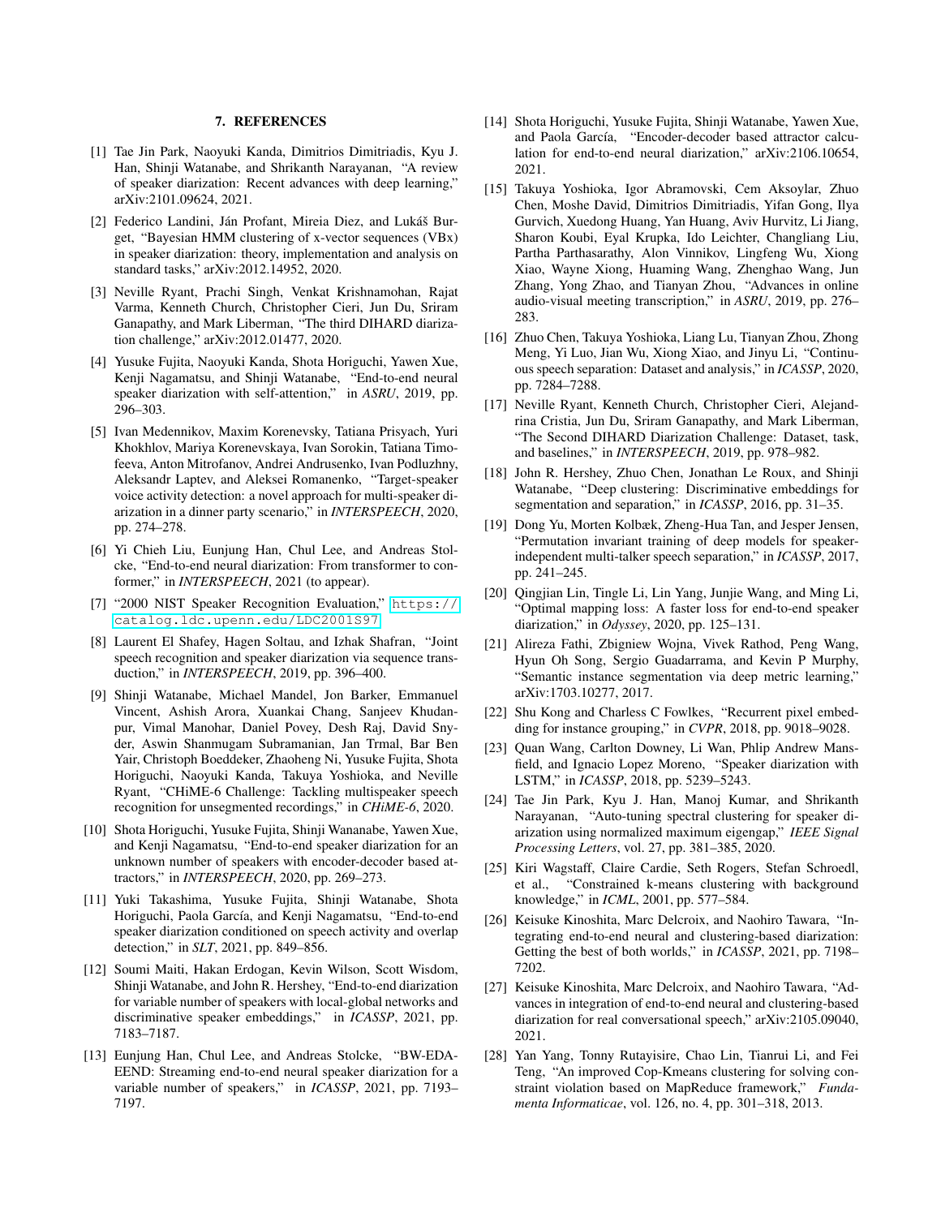## 7. REFERENCES

[1] Tae Jin Park, Naoyuki Kanda, Dimitrios Dimitriadis, Kyu J. Han, Shinji Watanabe, and Shrikanth Narayanan, "A review of speaker diarization: Recent advances with deep learning," arXiv:2101.09624, 2021.

[2] Federico Landini, Ján Profant, Mireia Diez, and Lukáš Burget, "Bayesian HMM clustering of x-vector sequences (VBx) in speaker diarization: theory, implementation and analysis on standard tasks," arXiv:2012.14952, 2020.

[3] Neville Ryant, Prachi Singh, Venkat Krishnamohan, Rajat Varma, Kenneth Church, Christopher Cieri, Jun Du, Sriram Ganapathy, and Mark Liberman, "The third DIHARD diarization challenge," arXiv:2012.01477, 2020.

[4] Yusuke Fujita, Naoyuki Kanda, Shota Horiguchi, Yawen Xue, Kenji Nagamatsu, and Shinji Watanabe, "End-to-end neural speaker diarization with self-attention," in *ASRU*, 2019, pp. 296–303.

[5] Ivan Medennikov, Maxim Korenevsky, Tatiana Prisyach, Yuri Khokhlov, Mariya Korenevskaya, Ivan Sorokin, Tatiana Timofeeva, Anton Mitrofanov, Andrei Andrusenko, Ivan Podluzhny, Aleksandr Laptev, and Aleksei Romanenko, "Target-speaker voice activity detection: a novel approach for multi-speaker diarization in a dinner party scenario," in *INTERSPEECH*, 2020, pp. 274–278.

[6] Yi Chieh Liu, Eunjung Han, Chul Lee, and Andreas Stolcke, "End-to-end neural diarization: From transformer to conformer," in *INTERSPEECH*, 2021 (to appear).

[7] "2000 NIST Speaker Recognition Evaluation," https://catalog.ldc.upenn.edu/LDC2001S97.

[8] Laurent El Shafey, Hagen Soltau, and Izhak Shafran, "Joint speech recognition and speaker diarization via sequence transduction," in *INTERSPEECH*, 2019, pp. 396–400.

[9] Shinji Watanabe, Michael Mandel, Jon Barker, Emmanuel Vincent, Ashish Arora, Xuankai Chang, Sanjeev Khudanpur, Vimal Manohar, Daniel Povey, Desh Raj, David Snyder, Aswin Shanmugam Subramanian, Jan Trmal, Bar Ben Yair, Christoph Boeddeker, Zhaoheng Ni, Yusuke Fujita, Shota Horiguchi, Naoyuki Kanda, Takuya Yoshioka, and Neville Ryant, "CHiME-6 Challenge: Tackling multispeaker speech recognition for unsegmented recordings," in *CHiME-6*, 2020.

[10] Shota Horiguchi, Yusuke Fujita, Shinji Wananabe, Yawen Xue, and Kenji Nagamatsu, "End-to-end speaker diarization for an unknown number of speakers with encoder-decoder based attractors," in *INTERSPEECH*, 2020, pp. 269–273.

[11] Yuki Takashima, Yusuke Fujita, Shinji Watanabe, Shota Horiguchi, Paola García, and Kenji Nagamatsu, "End-to-end speaker diarization conditioned on speech activity and overlap detection," in *SLT*, 2021, pp. 849–856.

[12] Soumi Maiti, Hakan Erdogan, Kevin Wilson, Scott Wisdom, Shinji Watanabe, and John R. Hershey, "End-to-end diarization for variable number of speakers with local-global networks and discriminative speaker embeddings," in *ICASSP*, 2021, pp. 7183–7187.

[13] Eunjung Han, Chul Lee, and Andreas Stolcke, "BW-EDA-EEND: Streaming end-to-end neural speaker diarization for a variable number of speakers," in *ICASSP*, 2021, pp. 7193–7197.

[14] Shota Horiguchi, Yusuke Fujita, Shinji Watanabe, Yawen Xue, and Paola García, "Encoder-decoder based attractor calculation for end-to-end neural diarization," arXiv:2106.10654, 2021.

[15] Takuya Yoshioka, Igor Abramovski, Cem Aksoylar, Zhuo Chen, Moshe David, Dimitrios Dimitriadis, Yifan Gong, Ilya Gurvich, Xuedong Huang, Yan Huang, Aviv Hurvitz, Li Jiang, Sharon Koubi, Eyal Krupka, Ido Leichter, Changliang Liu, Partha Parthasarathy, Alon Vinnikov, Lingfeng Wu, Xiong Xiao, Wayne Xiong, Huaming Wang, Zhenghao Wang, Jun Zhang, Yong Zhao, and Tianyan Zhou, "Advances in online audio-visual meeting transcription," in *ASRU*, 2019, pp. 276–283.

[16] Zhuo Chen, Takuya Yoshioka, Liang Lu, Tianyan Zhou, Zhong Meng, Yi Luo, Jian Wu, Xiong Xiao, and Jinyu Li, "Continuous speech separation: Dataset and analysis," in *ICASSP*, 2020, pp. 7284–7288.

[17] Neville Ryant, Kenneth Church, Christopher Cieri, Alejandrina Cristia, Jun Du, Sriram Ganapathy, and Mark Liberman, "The Second DIHARD Diarization Challenge: Dataset, task, and baselines," in *INTERSPEECH*, 2019, pp. 978–982.

[18] John R. Hershey, Zhuo Chen, Jonathan Le Roux, and Shinji Watanabe, "Deep clustering: Discriminative embeddings for segmentation and separation," in *ICASSP*, 2016, pp. 31–35.

[19] Dong Yu, Morten Kolbæk, Zheng-Hua Tan, and Jesper Jensen, "Permutation invariant training of deep models for speaker-independent multi-talker speech separation," in *ICASSP*, 2017, pp. 241–245.

[20] Qingjian Lin, Tingle Li, Lin Yang, Junjie Wang, and Ming Li, "Optimal mapping loss: A faster loss for end-to-end speaker diarization," in *Odyssey*, 2020, pp. 125–131.

[21] Alireza Fathi, Zbigniew Wojna, Vivek Rathod, Peng Wang, Hyun Oh Song, Sergio Guadarrama, and Kevin P Murphy, "Semantic instance segmentation via deep metric learning," arXiv:1703.10277, 2017.

[22] Shu Kong and Charless C Fowlkes, "Recurrent pixel embedding for instance grouping," in *CVPR*, 2018, pp. 9018–9028.

[23] Quan Wang, Carlton Downey, Li Wan, Phlip Andrew Mansfield, and Ignacio Lopez Moreno, "Speaker diarization with LSTM," in *ICASSP*, 2018, pp. 5239–5243.

[24] Tae Jin Park, Kyu J. Han, Manoj Kumar, and Shrikanth Narayanan, "Auto-tuning spectral clustering for speaker diarization using normalized maximum eigengap," *IEEE Signal Processing Letters*, vol. 27, pp. 381–385, 2020.

[25] Kiri Wagstaff, Claire Cardie, Seth Rogers, Stefan Schroedl, et al., "Constrained k-means clustering with background knowledge," in *ICML*, 2001, pp. 577–584.

[26] Keisuke Kinoshita, Marc Delcroix, and Naohiro Tawara, "Integrating end-to-end neural and clustering-based diarization: Getting the best of both worlds," in *ICASSP*, 2021, pp. 7198–7202.

[27] Keisuke Kinoshita, Marc Delcroix, and Naohiro Tawara, "Advances in integration of end-to-end neural and clustering-based diarization for real conversational speech," arXiv:2105.09040, 2021.

[28] Yan Yang, Tonny Rutayisire, Chao Lin, Tianrui Li, and Fei Teng, "An improved Cop-Kmeans clustering for solving constraint violation based on MapReduce framework," *Fundamenta Informaticae*, vol. 126, no. 4, pp. 301–318, 2013.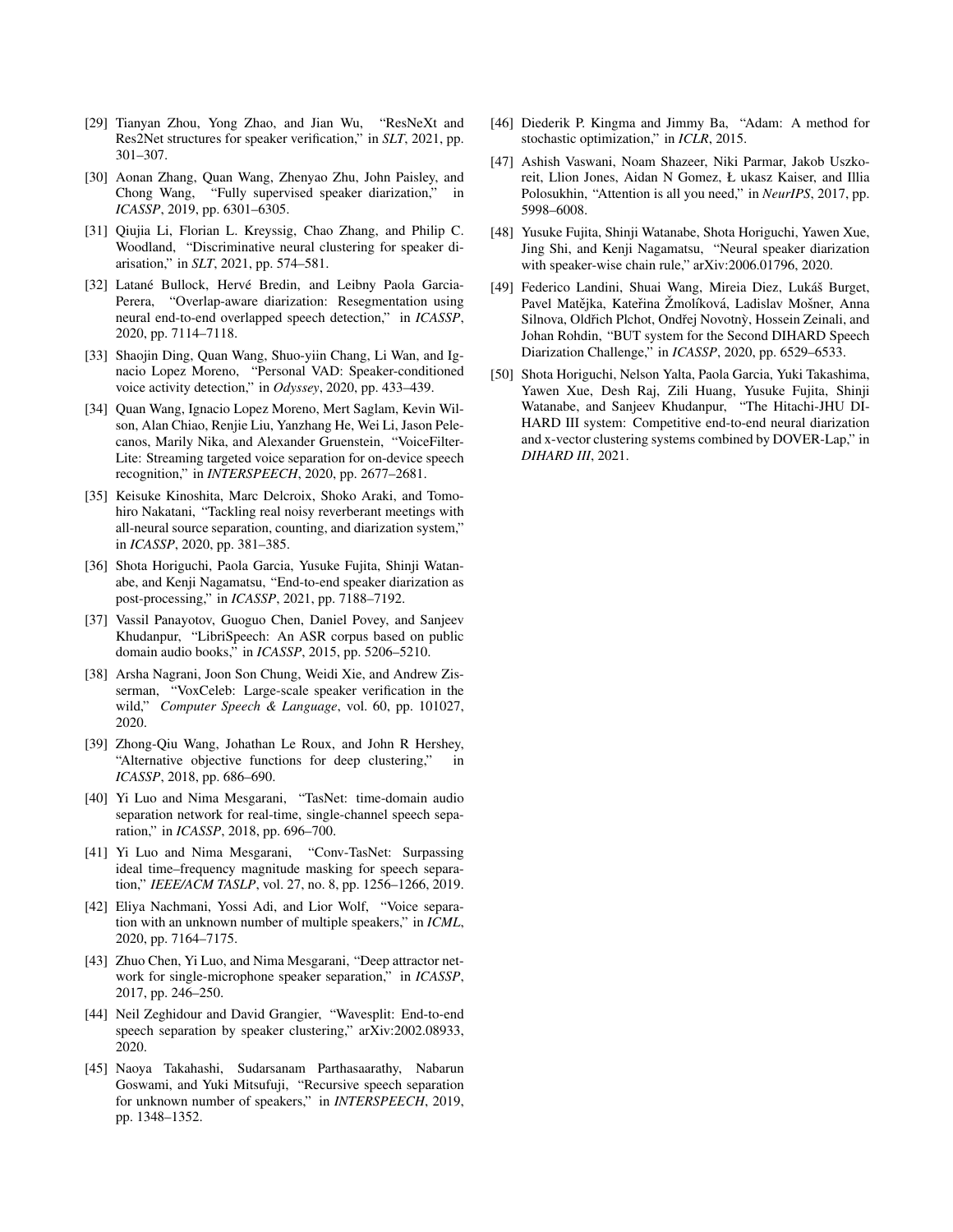[29] Tianyan Zhou, Yong Zhao, and Jian Wu, "ResNeXt and Res2Net structures for speaker verification," in *SLT*, 2021, pp. 301–307.

[30] Aonan Zhang, Quan Wang, Zhenyao Zhu, John Paisley, and Chong Wang, "Fully supervised speaker diarization," in *ICASSP*, 2019, pp. 6301–6305.

[31] Qiujia Li, Florian L. Kreyssig, Chao Zhang, and Philip C. Woodland, "Discriminative neural clustering for speaker diarisation," in *SLT*, 2021, pp. 574–581.

[32] Latané Bullock, Hervé Bredin, and Leibny Paola Garcia-Perera, "Overlap-aware diarization: Resegmentation using neural end-to-end overlapped speech detection," in *ICASSP*, 2020, pp. 7114–7118.

[33] Shaojin Ding, Quan Wang, Shuo-yiin Chang, Li Wan, and Ignacio Lopez Moreno, "Personal VAD: Speaker-conditioned voice activity detection," in *Odyssey*, 2020, pp. 433–439.

[34] Quan Wang, Ignacio Lopez Moreno, Mert Saglam, Kevin Wilson, Alan Chiao, Renjie Liu, Yanzhang He, Wei Li, Jason Pelecanos, Marily Nika, and Alexander Gruenstein, "VoiceFilter-Lite: Streaming targeted voice separation for on-device speech recognition," in *INTERSPEECH*, 2020, pp. 2677–2681.

[35] Keisuke Kinoshita, Marc Delcroix, Shoko Araki, and Tomohiro Nakatani, "Tackling real noisy reverberant meetings with all-neural source separation, counting, and diarization system," in *ICASSP*, 2020, pp. 381–385.

[36] Shota Horiguchi, Paola Garcia, Yusuke Fujita, Shinji Watanabe, and Kenji Nagamatsu, "End-to-end speaker diarization as post-processing," in *ICASSP*, 2021, pp. 7188–7192.

[37] Vassil Panayotov, Guoguo Chen, Daniel Povey, and Sanjeev Khudanpur, "LibriSpeech: An ASR corpus based on public domain audio books," in *ICASSP*, 2015, pp. 5206–5210.

[38] Arsha Nagrani, Joon Son Chung, Weidi Xie, and Andrew Zisserman, "VoxCeleb: Large-scale speaker verification in the wild," *Computer Speech & Language*, vol. 60, pp. 101027, 2020.

[39] Zhong-Qiu Wang, Johathan Le Roux, and John R Hershey, "Alternative objective functions for deep clustering," in *ICASSP*, 2018, pp. 686–690.

[40] Yi Luo and Nima Mesgarani, "TasNet: time-domain audio separation network for real-time, single-channel speech separation," in *ICASSP*, 2018, pp. 696–700.

[41] Yi Luo and Nima Mesgarani, "Conv-TasNet: Surpassing ideal time–frequency magnitude masking for speech separation," *IEEE/ACM TASLP*, vol. 27, no. 8, pp. 1256–1266, 2019.

[42] Eliya Nachmani, Yossi Adi, and Lior Wolf, "Voice separation with an unknown number of multiple speakers," in *ICML*, 2020, pp. 7164–7175.

[43] Zhuo Chen, Yi Luo, and Nima Mesgarani, "Deep attractor network for single-microphone speaker separation," in *ICASSP*, 2017, pp. 246–250.

[44] Neil Zeghidour and David Grangier, "Wavesplit: End-to-end speech separation by speaker clustering," arXiv:2002.08933, 2020.

[45] Naoya Takahashi, Sudarsanam Parthasaarathy, Nabarun Goswami, and Yuki Mitsufuji, "Recursive speech separation for unknown number of speakers," in *INTERSPEECH*, 2019, pp. 1348–1352.

[46] Diederik P. Kingma and Jimmy Ba, "Adam: A method for stochastic optimization," in *ICLR*, 2015.

[47] Ashish Vaswani, Noam Shazeer, Niki Parmar, Jakob Uszkoreit, Llion Jones, Aidan N Gomez, Ł ukasz Kaiser, and Illia Polosukhin, "Attention is all you need," in *NeurIPS*, 2017, pp. 5998–6008.

[48] Yusuke Fujita, Shinji Watanabe, Shota Horiguchi, Yawen Xue, Jing Shi, and Kenji Nagamatsu, "Neural speaker diarization with speaker-wise chain rule," arXiv:2006.01796, 2020.

[49] Federico Landini, Shuai Wang, Mireia Diez, Lukáš Burget, Pavel Matějka, Kateřina Žmolíková, Ladislav Mošner, Anna Silnova, Oldřich Plchot, Ondřej Novotnỳ, Hossein Zeinali, and Johan Rohdin, "BUT system for the Second DIHARD Speech Diarization Challenge," in *ICASSP*, 2020, pp. 6529–6533.

[50] Shota Horiguchi, Nelson Yalta, Paola Garcia, Yuki Takashima, Yawen Xue, Desh Raj, Zili Huang, Yusuke Fujita, Shinji Watanabe, and Sanjeev Khudanpur, "The Hitachi-JHU DIHARD III system: Competitive end-to-end neural diarization and x-vector clustering systems combined by DOVER-Lap," in *DIHARD III*, 2021.